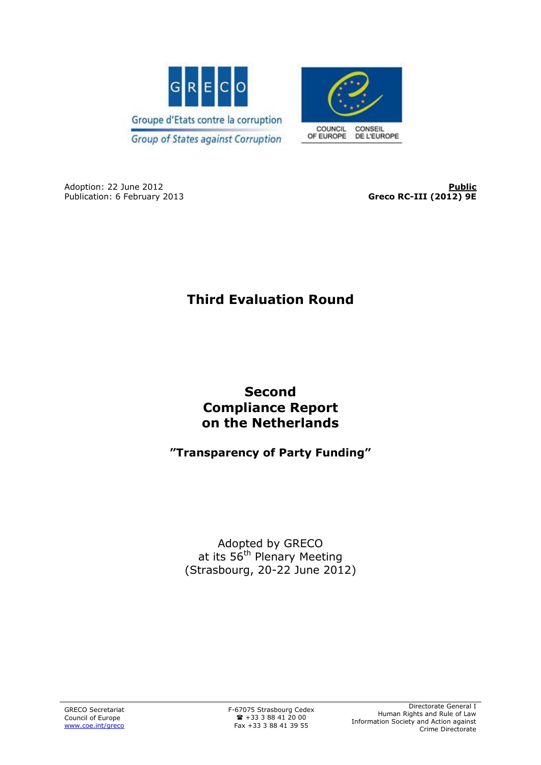Groupe d'Etats contre la corruption

Group of States against Corruption

COUNCIL OF EUROPE — CONSEIL DE L'EUROPE

Adoption: 22 June 2012
Publication: 6 February 2013

**Public**
**Greco RC-III (2012) 9E**

# Third Evaluation Round

# Second Compliance Report on the Netherlands

## "Transparency of Party Funding"

Adopted by GRECO
at its 56th Plenary Meeting
(Strasbourg, 20-22 June 2012)

GRECO Secretariat
Council of Europe
www.coe.int/greco

F-67075 Strasbourg Cedex
☎ +33 3 88 41 20 00
Fax +33 3 88 41 39 55

Directorate General I
Human Rights and Rule of Law
Information Society and Action against Crime Directorate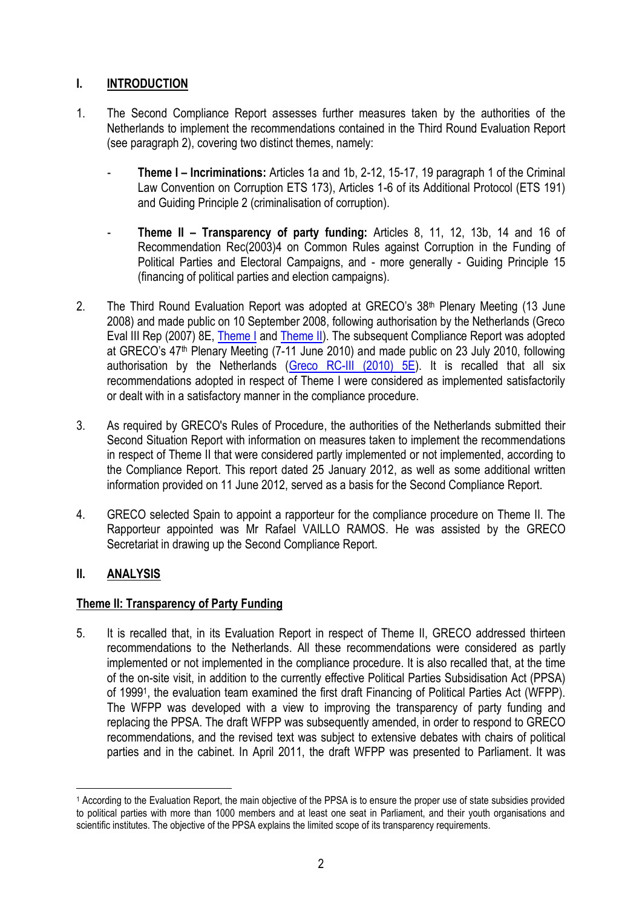## I. INTRODUCTION

1. The Second Compliance Report assesses further measures taken by the authorities of the Netherlands to implement the recommendations contained in the Third Round Evaluation Report (see paragraph 2), covering two distinct themes, namely:

   - **Theme I – Incriminations:** Articles 1a and 1b, 2-12, 15-17, 19 paragraph 1 of the Criminal Law Convention on Corruption ETS 173), Articles 1-6 of its Additional Protocol (ETS 191) and Guiding Principle 2 (criminalisation of corruption).

   - **Theme II – Transparency of party funding:** Articles 8, 11, 12, 13b, 14 and 16 of Recommendation Rec(2003)4 on Common Rules against Corruption in the Funding of Political Parties and Electoral Campaigns, and - more generally - Guiding Principle 15 (financing of political parties and election campaigns).

2. The Third Round Evaluation Report was adopted at GRECO's 38th Plenary Meeting (13 June 2008) and made public on 10 September 2008, following authorisation by the Netherlands (Greco Eval III Rep (2007) 8E, Theme I and Theme II). The subsequent Compliance Report was adopted at GRECO's 47th Plenary Meeting (7-11 June 2010) and made public on 23 July 2010, following authorisation by the Netherlands (Greco RC-III (2010) 5E). It is recalled that all six recommendations adopted in respect of Theme I were considered as implemented satisfactorily or dealt with in a satisfactory manner in the compliance procedure.

3. As required by GRECO's Rules of Procedure, the authorities of the Netherlands submitted their Second Situation Report with information on measures taken to implement the recommendations in respect of Theme II that were considered partly implemented or not implemented, according to the Compliance Report. This report dated 25 January 2012, as well as some additional written information provided on 11 June 2012, served as a basis for the Second Compliance Report.

4. GRECO selected Spain to appoint a rapporteur for the compliance procedure on Theme II. The Rapporteur appointed was Mr Rafael VAILLO RAMOS. He was assisted by the GRECO Secretariat in drawing up the Second Compliance Report.

## II. ANALYSIS

### Theme II: Transparency of Party Funding

5. It is recalled that, in its Evaluation Report in respect of Theme II, GRECO addressed thirteen recommendations to the Netherlands. All these recommendations were considered as partly implemented or not implemented in the compliance procedure. It is also recalled that, at the time of the on-site visit, in addition to the currently effective Political Parties Subsidisation Act (PPSA) of 1999[1], the evaluation team examined the first draft Financing of Political Parties Act (WFPP). The WFPP was developed with a view to improving the transparency of party funding and replacing the PPSA. The draft WFPP was subsequently amended, in order to respond to GRECO recommendations, and the revised text was subject to extensive debates with chairs of political parties and in the cabinet. In April 2011, the draft WFPP was presented to Parliament. It was

[1] According to the Evaluation Report, the main objective of the PPSA is to ensure the proper use of state subsidies provided to political parties with more than 1000 members and at least one seat in Parliament, and their youth organisations and scientific institutes. The objective of the PPSA explains the limited scope of its transparency requirements.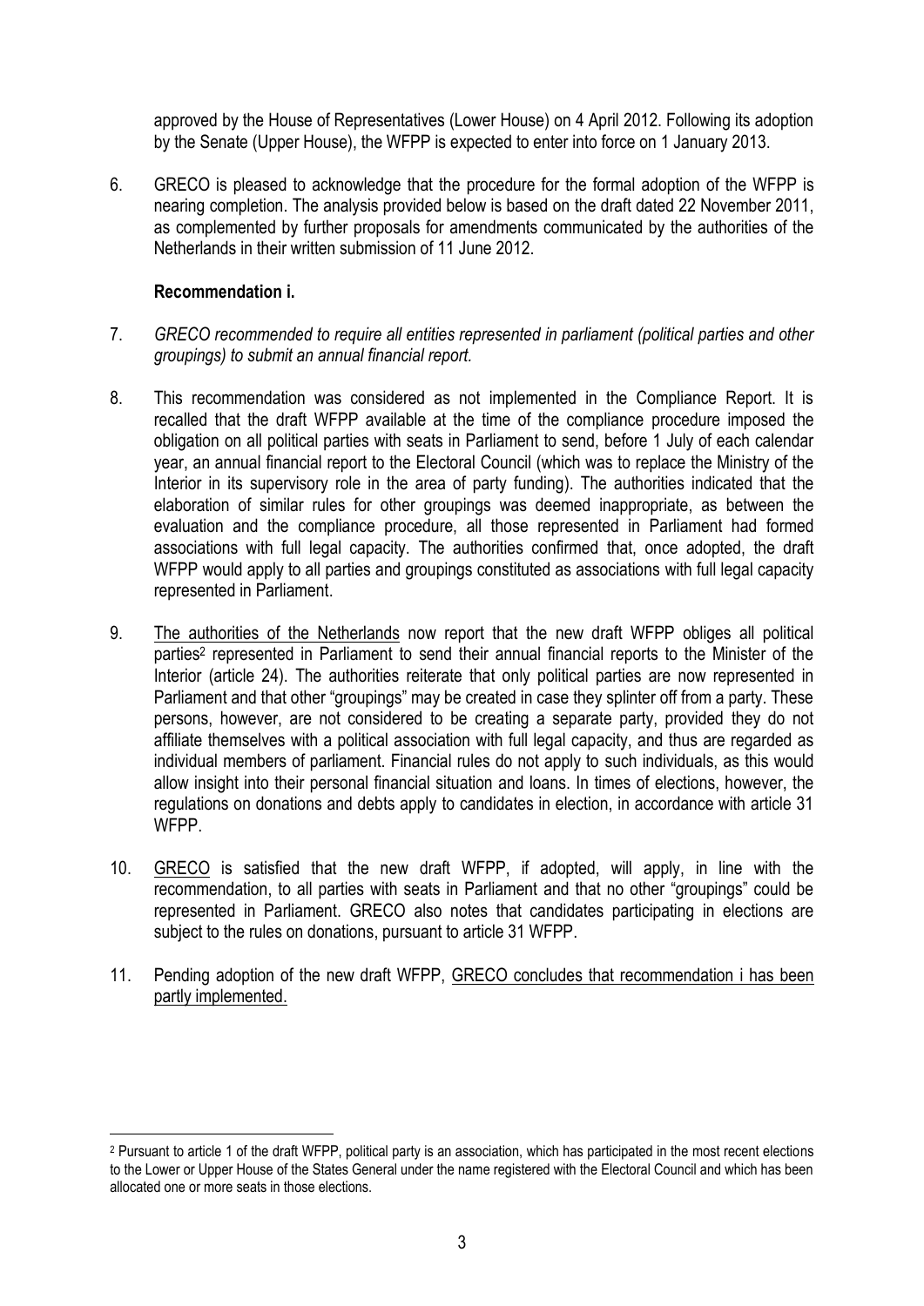approved by the House of Representatives (Lower House) on 4 April 2012. Following its adoption by the Senate (Upper House), the WFPP is expected to enter into force on 1 January 2013.

6. GRECO is pleased to acknowledge that the procedure for the formal adoption of the WFPP is nearing completion. The analysis provided below is based on the draft dated 22 November 2011, as complemented by further proposals for amendments communicated by the authorities of the Netherlands in their written submission of 11 June 2012.

**Recommendation i.**

7. *GRECO recommended to require all entities represented in parliament (political parties and other groupings) to submit an annual financial report.*

8. This recommendation was considered as not implemented in the Compliance Report. It is recalled that the draft WFPP available at the time of the compliance procedure imposed the obligation on all political parties with seats in Parliament to send, before 1 July of each calendar year, an annual financial report to the Electoral Council (which was to replace the Ministry of the Interior in its supervisory role in the area of party funding). The authorities indicated that the elaboration of similar rules for other groupings was deemed inappropriate, as between the evaluation and the compliance procedure, all those represented in Parliament had formed associations with full legal capacity. The authorities confirmed that, once adopted, the draft WFPP would apply to all parties and groupings constituted as associations with full legal capacity represented in Parliament.

9. The authorities of the Netherlands now report that the new draft WFPP obliges all political parties[2] represented in Parliament to send their annual financial reports to the Minister of the Interior (article 24). The authorities reiterate that only political parties are now represented in Parliament and that other "groupings" may be created in case they splinter off from a party. These persons, however, are not considered to be creating a separate party, provided they do not affiliate themselves with a political association with full legal capacity, and thus are regarded as individual members of parliament. Financial rules do not apply to such individuals, as this would allow insight into their personal financial situation and loans. In times of elections, however, the regulations on donations and debts apply to candidates in election, in accordance with article 31 WFPP.

10. GRECO is satisfied that the new draft WFPP, if adopted, will apply, in line with the recommendation, to all parties with seats in Parliament and that no other "groupings" could be represented in Parliament. GRECO also notes that candidates participating in elections are subject to the rules on donations, pursuant to article 31 WFPP.

11. Pending adoption of the new draft WFPP, GRECO concludes that recommendation i has been partly implemented.

---

[2] Pursuant to article 1 of the draft WFPP, political party is an association, which has participated in the most recent elections to the Lower or Upper House of the States General under the name registered with the Electoral Council and which has been allocated one or more seats in those elections.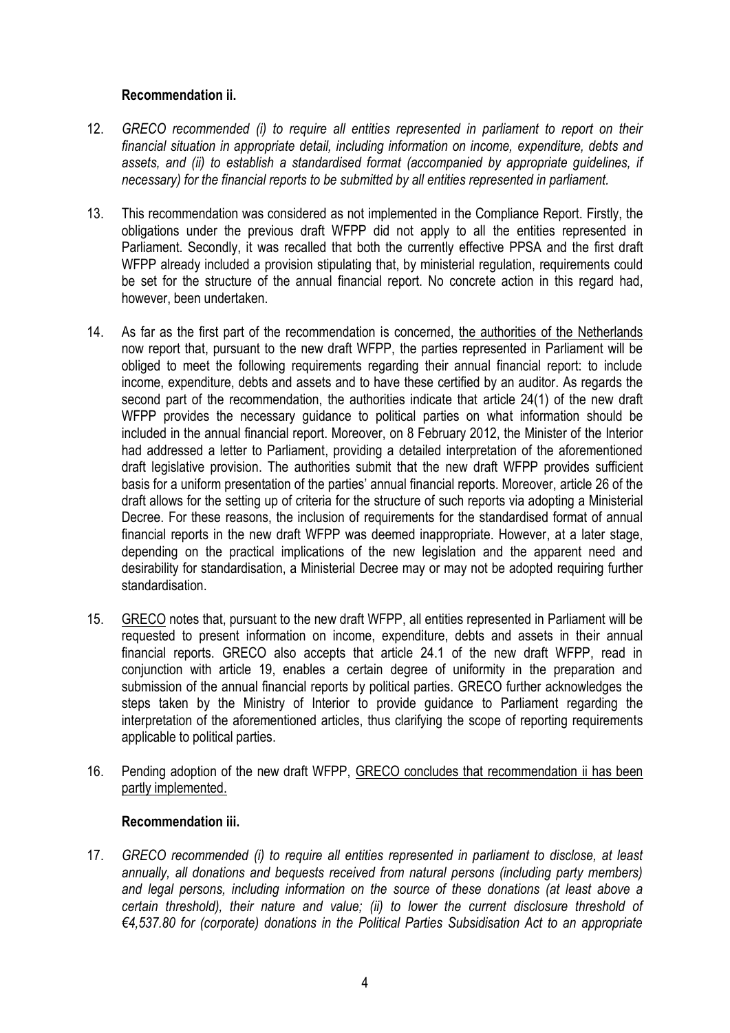**Recommendation ii.**

12. *GRECO recommended (i) to require all entities represented in parliament to report on their financial situation in appropriate detail, including information on income, expenditure, debts and assets, and (ii) to establish a standardised format (accompanied by appropriate guidelines, if necessary) for the financial reports to be submitted by all entities represented in parliament.*

13. This recommendation was considered as not implemented in the Compliance Report. Firstly, the obligations under the previous draft WFPP did not apply to all the entities represented in Parliament. Secondly, it was recalled that both the currently effective PPSA and the first draft WFPP already included a provision stipulating that, by ministerial regulation, requirements could be set for the structure of the annual financial report. No concrete action in this regard had, however, been undertaken.

14. As far as the first part of the recommendation is concerned, <u>the authorities of the Netherlands</u> now report that, pursuant to the new draft WFPP, the parties represented in Parliament will be obliged to meet the following requirements regarding their annual financial report: to include income, expenditure, debts and assets and to have these certified by an auditor. As regards the second part of the recommendation, the authorities indicate that article 24(1) of the new draft WFPP provides the necessary guidance to political parties on what information should be included in the annual financial report. Moreover, on 8 February 2012, the Minister of the Interior had addressed a letter to Parliament, providing a detailed interpretation of the aforementioned draft legislative provision. The authorities submit that the new draft WFPP provides sufficient basis for a uniform presentation of the parties' annual financial reports. Moreover, article 26 of the draft allows for the setting up of criteria for the structure of such reports via adopting a Ministerial Decree. For these reasons, the inclusion of requirements for the standardised format of annual financial reports in the new draft WFPP was deemed inappropriate. However, at a later stage, depending on the practical implications of the new legislation and the apparent need and desirability for standardisation, a Ministerial Decree may or may not be adopted requiring further standardisation.

15. <u>GRECO</u> notes that, pursuant to the new draft WFPP, all entities represented in Parliament will be requested to present information on income, expenditure, debts and assets in their annual financial reports. GRECO also accepts that article 24.1 of the new draft WFPP, read in conjunction with article 19, enables a certain degree of uniformity in the preparation and submission of the annual financial reports by political parties. GRECO further acknowledges the steps taken by the Ministry of Interior to provide guidance to Parliament regarding the interpretation of the aforementioned articles, thus clarifying the scope of reporting requirements applicable to political parties.

16. Pending adoption of the new draft WFPP, <u>GRECO concludes that recommendation ii has been partly implemented.</u>

**Recommendation iii.**

17. *GRECO recommended (i) to require all entities represented in parliament to disclose, at least annually, all donations and bequests received from natural persons (including party members) and legal persons, including information on the source of these donations (at least above a certain threshold), their nature and value; (ii) to lower the current disclosure threshold of €4,537.80 for (corporate) donations in the Political Parties Subsidisation Act to an appropriate*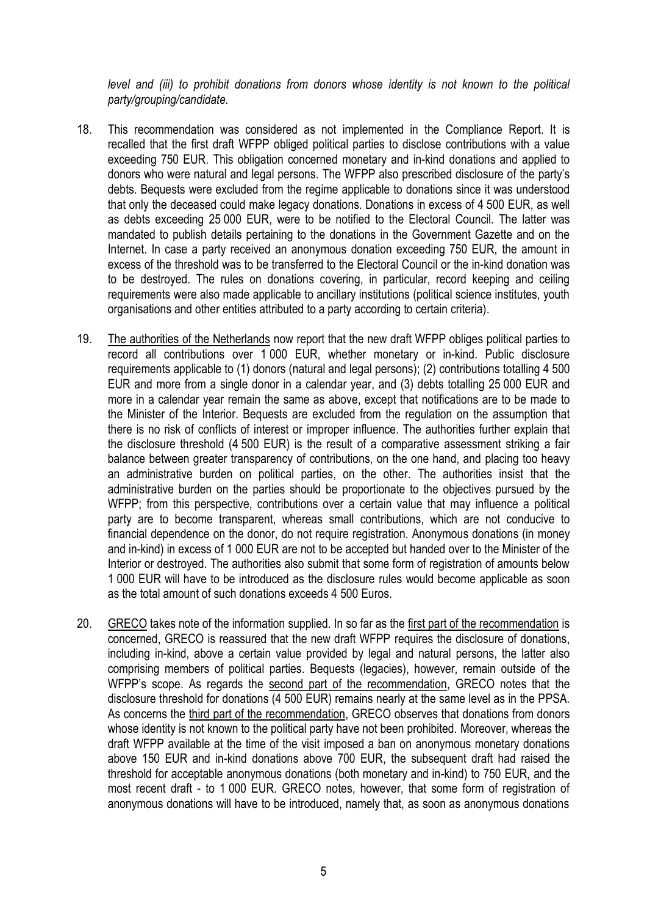*level and (iii) to prohibit donations from donors whose identity is not known to the political party/grouping/candidate.*

18. This recommendation was considered as not implemented in the Compliance Report. It is recalled that the first draft WFPP obliged political parties to disclose contributions with a value exceeding 750 EUR. This obligation concerned monetary and in-kind donations and applied to donors who were natural and legal persons. The WFPP also prescribed disclosure of the party's debts. Bequests were excluded from the regime applicable to donations since it was understood that only the deceased could make legacy donations. Donations in excess of 4 500 EUR, as well as debts exceeding 25 000 EUR, were to be notified to the Electoral Council. The latter was mandated to publish details pertaining to the donations in the Government Gazette and on the Internet. In case a party received an anonymous donation exceeding 750 EUR, the amount in excess of the threshold was to be transferred to the Electoral Council or the in-kind donation was to be destroyed. The rules on donations covering, in particular, record keeping and ceiling requirements were also made applicable to ancillary institutions (political science institutes, youth organisations and other entities attributed to a party according to certain criteria).

19. The authorities of the Netherlands now report that the new draft WFPP obliges political parties to record all contributions over 1 000 EUR, whether monetary or in-kind. Public disclosure requirements applicable to (1) donors (natural and legal persons); (2) contributions totalling 4 500 EUR and more from a single donor in a calendar year, and (3) debts totalling 25 000 EUR and more in a calendar year remain the same as above, except that notifications are to be made to the Minister of the Interior. Bequests are excluded from the regulation on the assumption that there is no risk of conflicts of interest or improper influence. The authorities further explain that the disclosure threshold (4 500 EUR) is the result of a comparative assessment striking a fair balance between greater transparency of contributions, on the one hand, and placing too heavy an administrative burden on political parties, on the other. The authorities insist that the administrative burden on the parties should be proportionate to the objectives pursued by the WFPP; from this perspective, contributions over a certain value that may influence a political party are to become transparent, whereas small contributions, which are not conducive to financial dependence on the donor, do not require registration. Anonymous donations (in money and in-kind) in excess of 1 000 EUR are not to be accepted but handed over to the Minister of the Interior or destroyed. The authorities also submit that some form of registration of amounts below 1 000 EUR will have to be introduced as the disclosure rules would become applicable as soon as the total amount of such donations exceeds 4 500 Euros.

20. GRECO takes note of the information supplied. In so far as the first part of the recommendation is concerned, GRECO is reassured that the new draft WFPP requires the disclosure of donations, including in-kind, above a certain value provided by legal and natural persons, the latter also comprising members of political parties. Bequests (legacies), however, remain outside of the WFPP's scope. As regards the second part of the recommendation, GRECO notes that the disclosure threshold for donations (4 500 EUR) remains nearly at the same level as in the PPSA. As concerns the third part of the recommendation, GRECO observes that donations from donors whose identity is not known to the political party have not been prohibited. Moreover, whereas the draft WFPP available at the time of the visit imposed a ban on anonymous monetary donations above 150 EUR and in-kind donations above 700 EUR, the subsequent draft had raised the threshold for acceptable anonymous donations (both monetary and in-kind) to 750 EUR, and the most recent draft - to 1 000 EUR. GRECO notes, however, that some form of registration of anonymous donations will have to be introduced, namely that, as soon as anonymous donations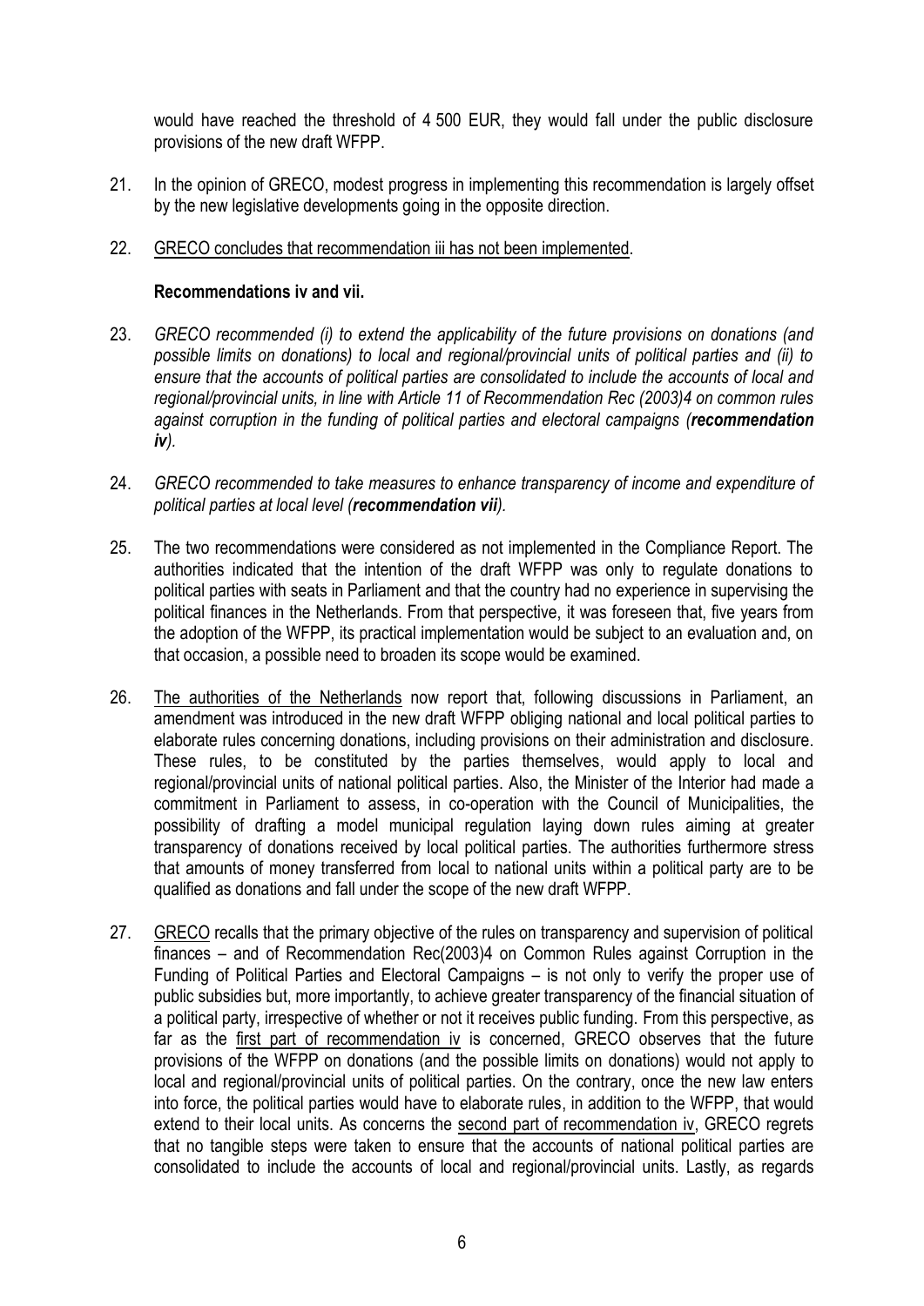would have reached the threshold of 4 500 EUR, they would fall under the public disclosure provisions of the new draft WFPP.

21. In the opinion of GRECO, modest progress in implementing this recommendation is largely offset by the new legislative developments going in the opposite direction.

22. GRECO concludes that recommendation iii has not been implemented.

**Recommendations iv and vii.**

23. *GRECO recommended (i) to extend the applicability of the future provisions on donations (and possible limits on donations) to local and regional/provincial units of political parties and (ii) to ensure that the accounts of political parties are consolidated to include the accounts of local and regional/provincial units, in line with Article 11 of Recommendation Rec (2003)4 on common rules against corruption in the funding of political parties and electoral campaigns (**recommendation iv**).*

24. *GRECO recommended to take measures to enhance transparency of income and expenditure of political parties at local level (**recommendation vii**).*

25. The two recommendations were considered as not implemented in the Compliance Report. The authorities indicated that the intention of the draft WFPP was only to regulate donations to political parties with seats in Parliament and that the country had no experience in supervising the political finances in the Netherlands. From that perspective, it was foreseen that, five years from the adoption of the WFPP, its practical implementation would be subject to an evaluation and, on that occasion, a possible need to broaden its scope would be examined.

26. The authorities of the Netherlands now report that, following discussions in Parliament, an amendment was introduced in the new draft WFPP obliging national and local political parties to elaborate rules concerning donations, including provisions on their administration and disclosure. These rules, to be constituted by the parties themselves, would apply to local and regional/provincial units of national political parties. Also, the Minister of the Interior had made a commitment in Parliament to assess, in co-operation with the Council of Municipalities, the possibility of drafting a model municipal regulation laying down rules aiming at greater transparency of donations received by local political parties. The authorities furthermore stress that amounts of money transferred from local to national units within a political party are to be qualified as donations and fall under the scope of the new draft WFPP.

27. GRECO recalls that the primary objective of the rules on transparency and supervision of political finances – and of Recommendation Rec(2003)4 on Common Rules against Corruption in the Funding of Political Parties and Electoral Campaigns – is not only to verify the proper use of public subsidies but, more importantly, to achieve greater transparency of the financial situation of a political party, irrespective of whether or not it receives public funding. From this perspective, as far as the first part of recommendation iv is concerned, GRECO observes that the future provisions of the WFPP on donations (and the possible limits on donations) would not apply to local and regional/provincial units of political parties. On the contrary, once the new law enters into force, the political parties would have to elaborate rules, in addition to the WFPP, that would extend to their local units. As concerns the second part of recommendation iv, GRECO regrets that no tangible steps were taken to ensure that the accounts of national political parties are consolidated to include the accounts of local and regional/provincial units. Lastly, as regards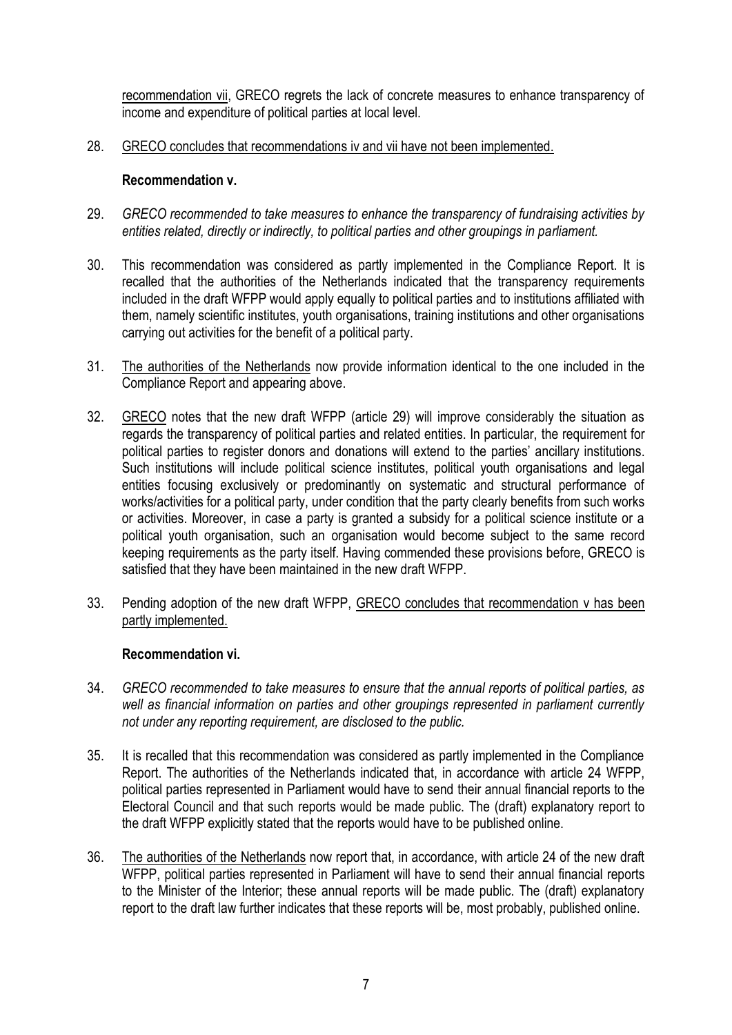recommendation vii, GRECO regrets the lack of concrete measures to enhance transparency of income and expenditure of political parties at local level.

28. GRECO concludes that recommendations iv and vii have not been implemented.

**Recommendation v.**

29. *GRECO recommended to take measures to enhance the transparency of fundraising activities by entities related, directly or indirectly, to political parties and other groupings in parliament.*

30. This recommendation was considered as partly implemented in the Compliance Report. It is recalled that the authorities of the Netherlands indicated that the transparency requirements included in the draft WFPP would apply equally to political parties and to institutions affiliated with them, namely scientific institutes, youth organisations, training institutions and other organisations carrying out activities for the benefit of a political party.

31. The authorities of the Netherlands now provide information identical to the one included in the Compliance Report and appearing above.

32. GRECO notes that the new draft WFPP (article 29) will improve considerably the situation as regards the transparency of political parties and related entities. In particular, the requirement for political parties to register donors and donations will extend to the parties' ancillary institutions. Such institutions will include political science institutes, political youth organisations and legal entities focusing exclusively or predominantly on systematic and structural performance of works/activities for a political party, under condition that the party clearly benefits from such works or activities. Moreover, in case a party is granted a subsidy for a political science institute or a political youth organisation, such an organisation would become subject to the same record keeping requirements as the party itself. Having commended these provisions before, GRECO is satisfied that they have been maintained in the new draft WFPP.

33. Pending adoption of the new draft WFPP, GRECO concludes that recommendation v has been partly implemented.

**Recommendation vi.**

34. *GRECO recommended to take measures to ensure that the annual reports of political parties, as well as financial information on parties and other groupings represented in parliament currently not under any reporting requirement, are disclosed to the public.*

35. It is recalled that this recommendation was considered as partly implemented in the Compliance Report. The authorities of the Netherlands indicated that, in accordance with article 24 WFPP, political parties represented in Parliament would have to send their annual financial reports to the Electoral Council and that such reports would be made public. The (draft) explanatory report to the draft WFPP explicitly stated that the reports would have to be published online.

36. The authorities of the Netherlands now report that, in accordance, with article 24 of the new draft WFPP, political parties represented in Parliament will have to send their annual financial reports to the Minister of the Interior; these annual reports will be made public. The (draft) explanatory report to the draft law further indicates that these reports will be, most probably, published online.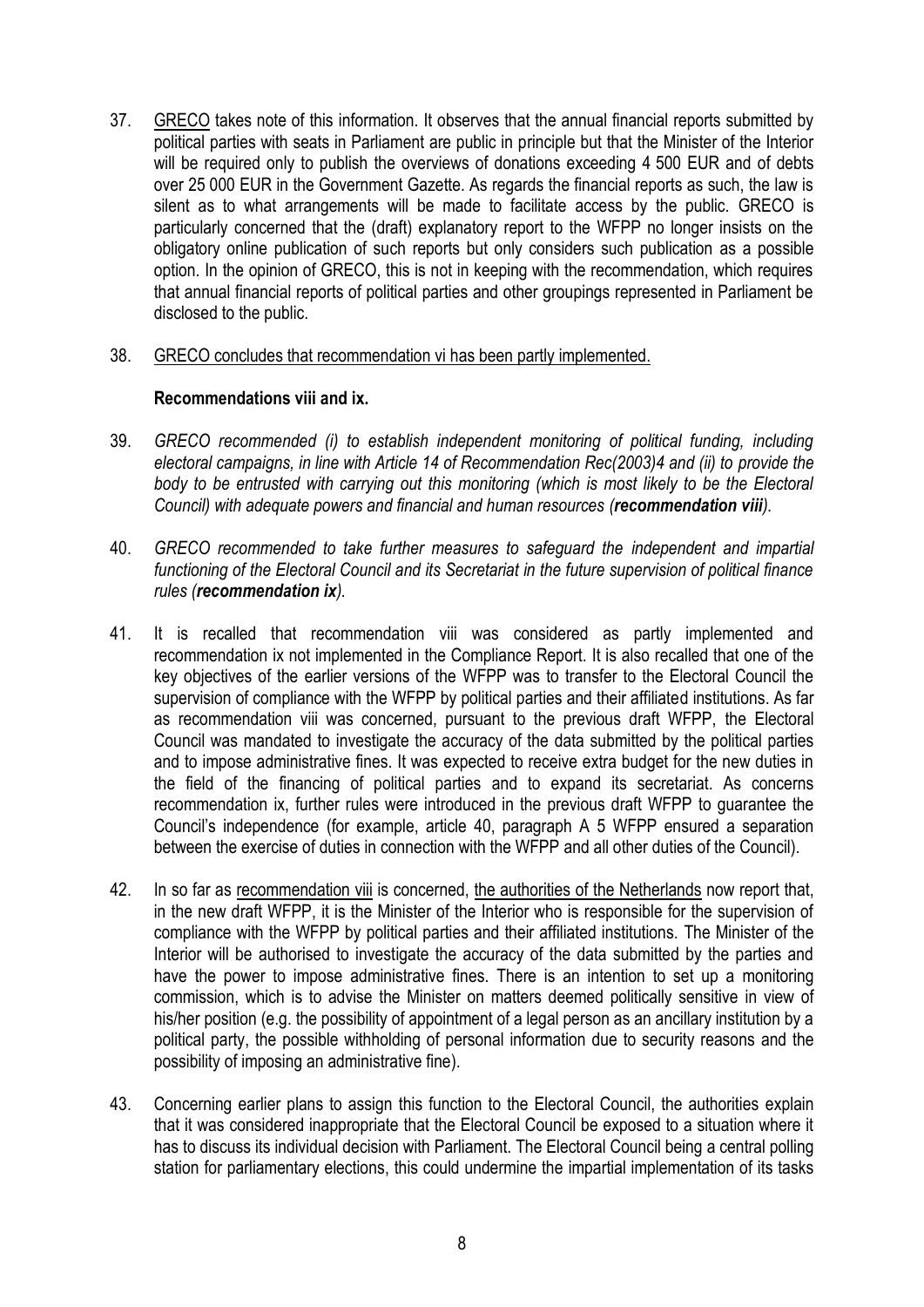37. GRECO takes note of this information. It observes that the annual financial reports submitted by political parties with seats in Parliament are public in principle but that the Minister of the Interior will be required only to publish the overviews of donations exceeding 4 500 EUR and of debts over 25 000 EUR in the Government Gazette. As regards the financial reports as such, the law is silent as to what arrangements will be made to facilitate access by the public. GRECO is particularly concerned that the (draft) explanatory report to the WFPP no longer insists on the obligatory online publication of such reports but only considers such publication as a possible option. In the opinion of GRECO, this is not in keeping with the recommendation, which requires that annual financial reports of political parties and other groupings represented in Parliament be disclosed to the public.

38. GRECO concludes that recommendation vi has been partly implemented.

**Recommendations viii and ix.**

39. *GRECO recommended (i) to establish independent monitoring of political funding, including electoral campaigns, in line with Article 14 of Recommendation Rec(2003)4 and (ii) to provide the body to be entrusted with carrying out this monitoring (which is most likely to be the Electoral Council) with adequate powers and financial and human resources (**recommendation viii**).*

40. *GRECO recommended to take further measures to safeguard the independent and impartial functioning of the Electoral Council and its Secretariat in the future supervision of political finance rules (**recommendation ix**).*

41. It is recalled that recommendation viii was considered as partly implemented and recommendation ix not implemented in the Compliance Report. It is also recalled that one of the key objectives of the earlier versions of the WFPP was to transfer to the Electoral Council the supervision of compliance with the WFPP by political parties and their affiliated institutions. As far as recommendation viii was concerned, pursuant to the previous draft WFPP, the Electoral Council was mandated to investigate the accuracy of the data submitted by the political parties and to impose administrative fines. It was expected to receive extra budget for the new duties in the field of the financing of political parties and to expand its secretariat. As concerns recommendation ix, further rules were introduced in the previous draft WFPP to guarantee the Council's independence (for example, article 40, paragraph A 5 WFPP ensured a separation between the exercise of duties in connection with the WFPP and all other duties of the Council).

42. In so far as recommendation viii is concerned, the authorities of the Netherlands now report that, in the new draft WFPP, it is the Minister of the Interior who is responsible for the supervision of compliance with the WFPP by political parties and their affiliated institutions. The Minister of the Interior will be authorised to investigate the accuracy of the data submitted by the parties and have the power to impose administrative fines. There is an intention to set up a monitoring commission, which is to advise the Minister on matters deemed politically sensitive in view of his/her position (e.g. the possibility of appointment of a legal person as an ancillary institution by a political party, the possible withholding of personal information due to security reasons and the possibility of imposing an administrative fine).

43. Concerning earlier plans to assign this function to the Electoral Council, the authorities explain that it was considered inappropriate that the Electoral Council be exposed to a situation where it has to discuss its individual decision with Parliament. The Electoral Council being a central polling station for parliamentary elections, this could undermine the impartial implementation of its tasks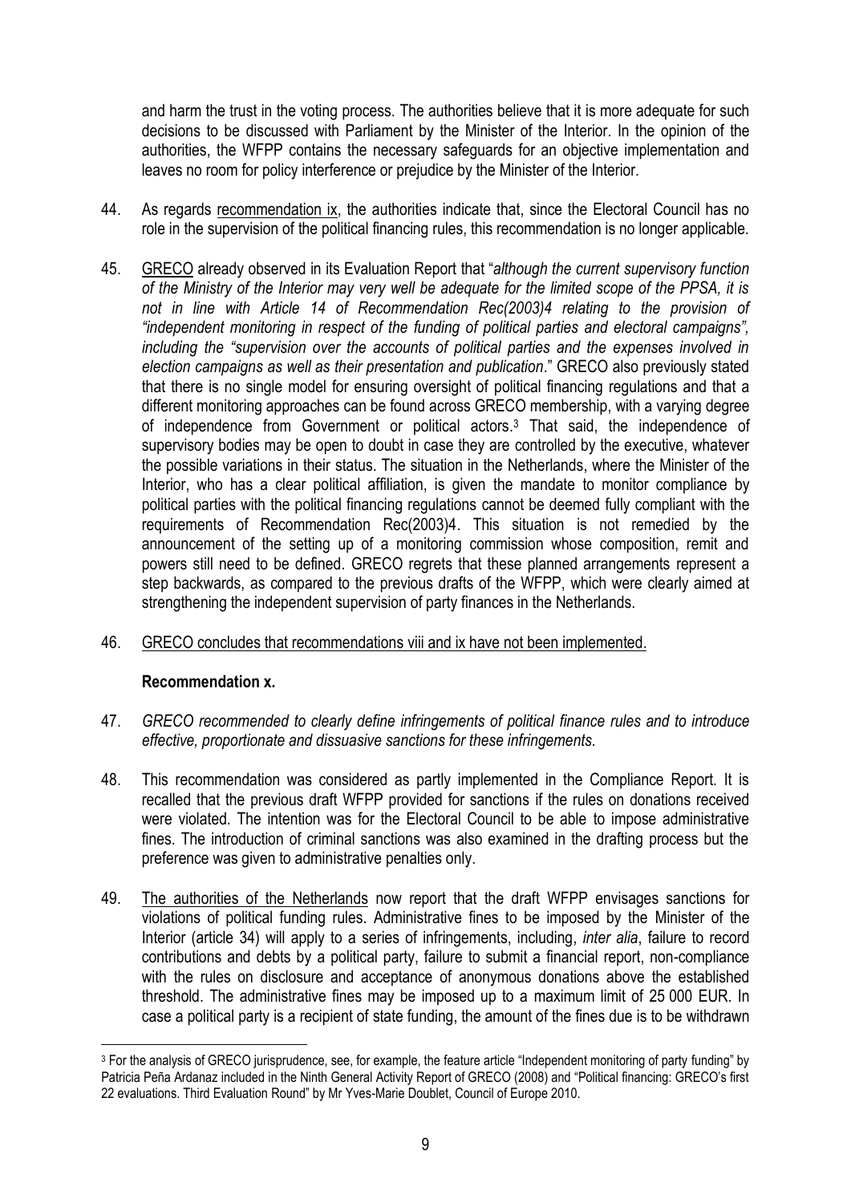and harm the trust in the voting process. The authorities believe that it is more adequate for such decisions to be discussed with Parliament by the Minister of the Interior. In the opinion of the authorities, the WFPP contains the necessary safeguards for an objective implementation and leaves no room for policy interference or prejudice by the Minister of the Interior.

44. As regards recommendation ix, the authorities indicate that, since the Electoral Council has no role in the supervision of the political financing rules, this recommendation is no longer applicable.

45. GRECO already observed in its Evaluation Report that "*although the current supervisory function of the Ministry of the Interior may very well be adequate for the limited scope of the PPSA, it is not in line with Article 14 of Recommendation Rec(2003)4 relating to the provision of "independent monitoring in respect of the funding of political parties and electoral campaigns", including the "supervision over the accounts of political parties and the expenses involved in election campaigns as well as their presentation and publication*." GRECO also previously stated that there is no single model for ensuring oversight of political financing regulations and that a different monitoring approaches can be found across GRECO membership, with a varying degree of independence from Government or political actors.[3] That said, the independence of supervisory bodies may be open to doubt in case they are controlled by the executive, whatever the possible variations in their status. The situation in the Netherlands, where the Minister of the Interior, who has a clear political affiliation, is given the mandate to monitor compliance by political parties with the political financing regulations cannot be deemed fully compliant with the requirements of Recommendation Rec(2003)4. This situation is not remedied by the announcement of the setting up of a monitoring commission whose composition, remit and powers still need to be defined. GRECO regrets that these planned arrangements represent a step backwards, as compared to the previous drafts of the WFPP, which were clearly aimed at strengthening the independent supervision of party finances in the Netherlands.

46. GRECO concludes that recommendations viii and ix have not been implemented.

**Recommendation x.**

47. *GRECO recommended to clearly define infringements of political finance rules and to introduce effective, proportionate and dissuasive sanctions for these infringements.*

48. This recommendation was considered as partly implemented in the Compliance Report. It is recalled that the previous draft WFPP provided for sanctions if the rules on donations received were violated. The intention was for the Electoral Council to be able to impose administrative fines. The introduction of criminal sanctions was also examined in the drafting process but the preference was given to administrative penalties only.

49. The authorities of the Netherlands now report that the draft WFPP envisages sanctions for violations of political funding rules. Administrative fines to be imposed by the Minister of the Interior (article 34) will apply to a series of infringements, including, *inter alia*, failure to record contributions and debts by a political party, failure to submit a financial report, non-compliance with the rules on disclosure and acceptance of anonymous donations above the established threshold. The administrative fines may be imposed up to a maximum limit of 25 000 EUR. In case a political party is a recipient of state funding, the amount of the fines due is to be withdrawn

[3] For the analysis of GRECO jurisprudence, see, for example, the feature article "Independent monitoring of party funding" by Patricia Peña Ardanaz included in the Ninth General Activity Report of GRECO (2008) and "Political financing: GRECO's first 22 evaluations. Third Evaluation Round" by Mr Yves-Marie Doublet, Council of Europe 2010.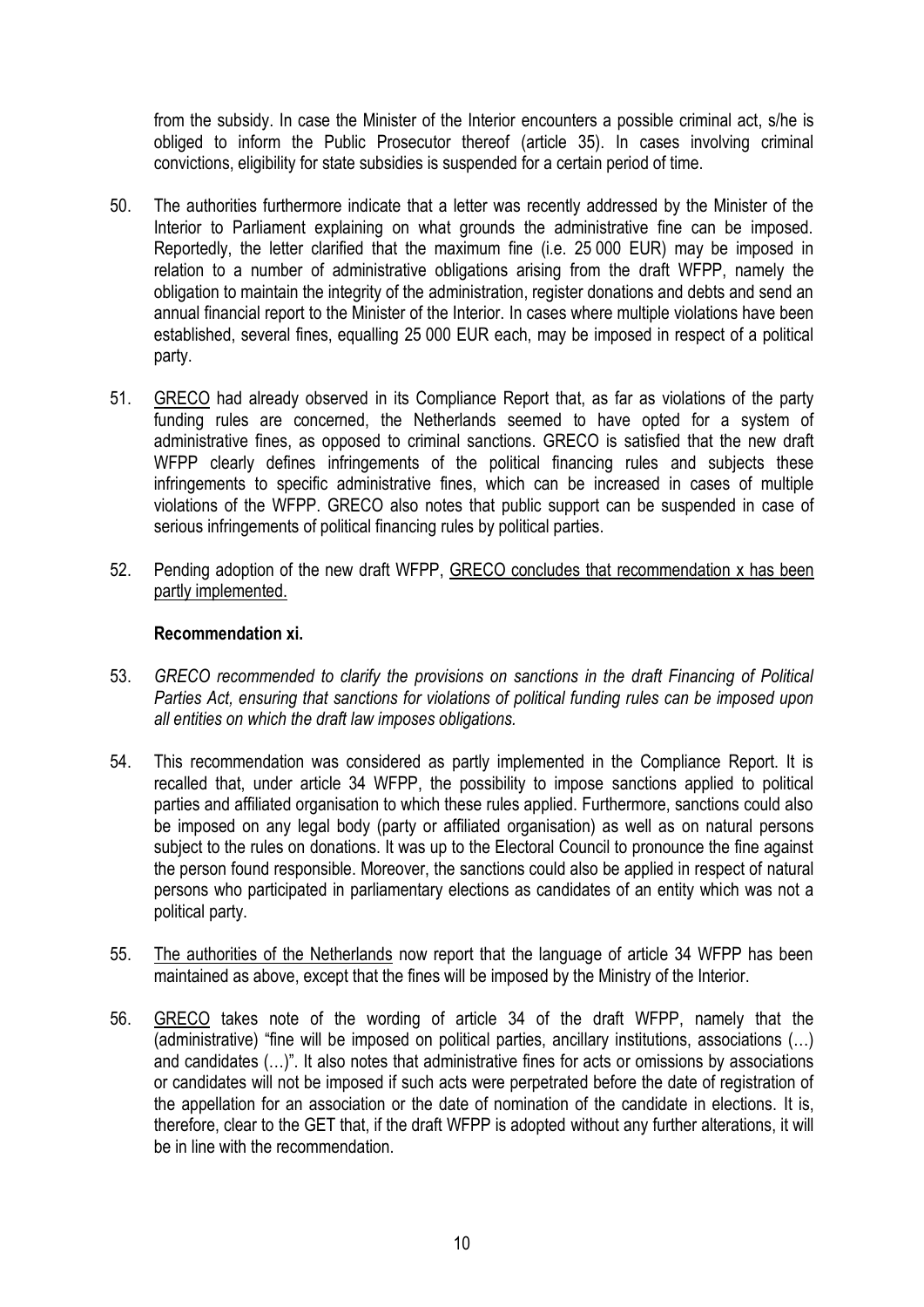from the subsidy. In case the Minister of the Interior encounters a possible criminal act, s/he is obliged to inform the Public Prosecutor thereof (article 35). In cases involving criminal convictions, eligibility for state subsidies is suspended for a certain period of time.

50. The authorities furthermore indicate that a letter was recently addressed by the Minister of the Interior to Parliament explaining on what grounds the administrative fine can be imposed. Reportedly, the letter clarified that the maximum fine (i.e. 25 000 EUR) may be imposed in relation to a number of administrative obligations arising from the draft WFPP, namely the obligation to maintain the integrity of the administration, register donations and debts and send an annual financial report to the Minister of the Interior. In cases where multiple violations have been established, several fines, equalling 25 000 EUR each, may be imposed in respect of a political party.

51. GRECO had already observed in its Compliance Report that, as far as violations of the party funding rules are concerned, the Netherlands seemed to have opted for a system of administrative fines, as opposed to criminal sanctions. GRECO is satisfied that the new draft WFPP clearly defines infringements of the political financing rules and subjects these infringements to specific administrative fines, which can be increased in cases of multiple violations of the WFPP. GRECO also notes that public support can be suspended in case of serious infringements of political financing rules by political parties.

52. Pending adoption of the new draft WFPP, GRECO concludes that recommendation x has been partly implemented.

**Recommendation xi.**

53. *GRECO recommended to clarify the provisions on sanctions in the draft Financing of Political Parties Act, ensuring that sanctions for violations of political funding rules can be imposed upon all entities on which the draft law imposes obligations.*

54. This recommendation was considered as partly implemented in the Compliance Report. It is recalled that, under article 34 WFPP, the possibility to impose sanctions applied to political parties and affiliated organisation to which these rules applied. Furthermore, sanctions could also be imposed on any legal body (party or affiliated organisation) as well as on natural persons subject to the rules on donations. It was up to the Electoral Council to pronounce the fine against the person found responsible. Moreover, the sanctions could also be applied in respect of natural persons who participated in parliamentary elections as candidates of an entity which was not a political party.

55. The authorities of the Netherlands now report that the language of article 34 WFPP has been maintained as above, except that the fines will be imposed by the Ministry of the Interior.

56. GRECO takes note of the wording of article 34 of the draft WFPP, namely that the (administrative) "fine will be imposed on political parties, ancillary institutions, associations (…) and candidates (…)". It also notes that administrative fines for acts or omissions by associations or candidates will not be imposed if such acts were perpetrated before the date of registration of the appellation for an association or the date of nomination of the candidate in elections. It is, therefore, clear to the GET that, if the draft WFPP is adopted without any further alterations, it will be in line with the recommendation.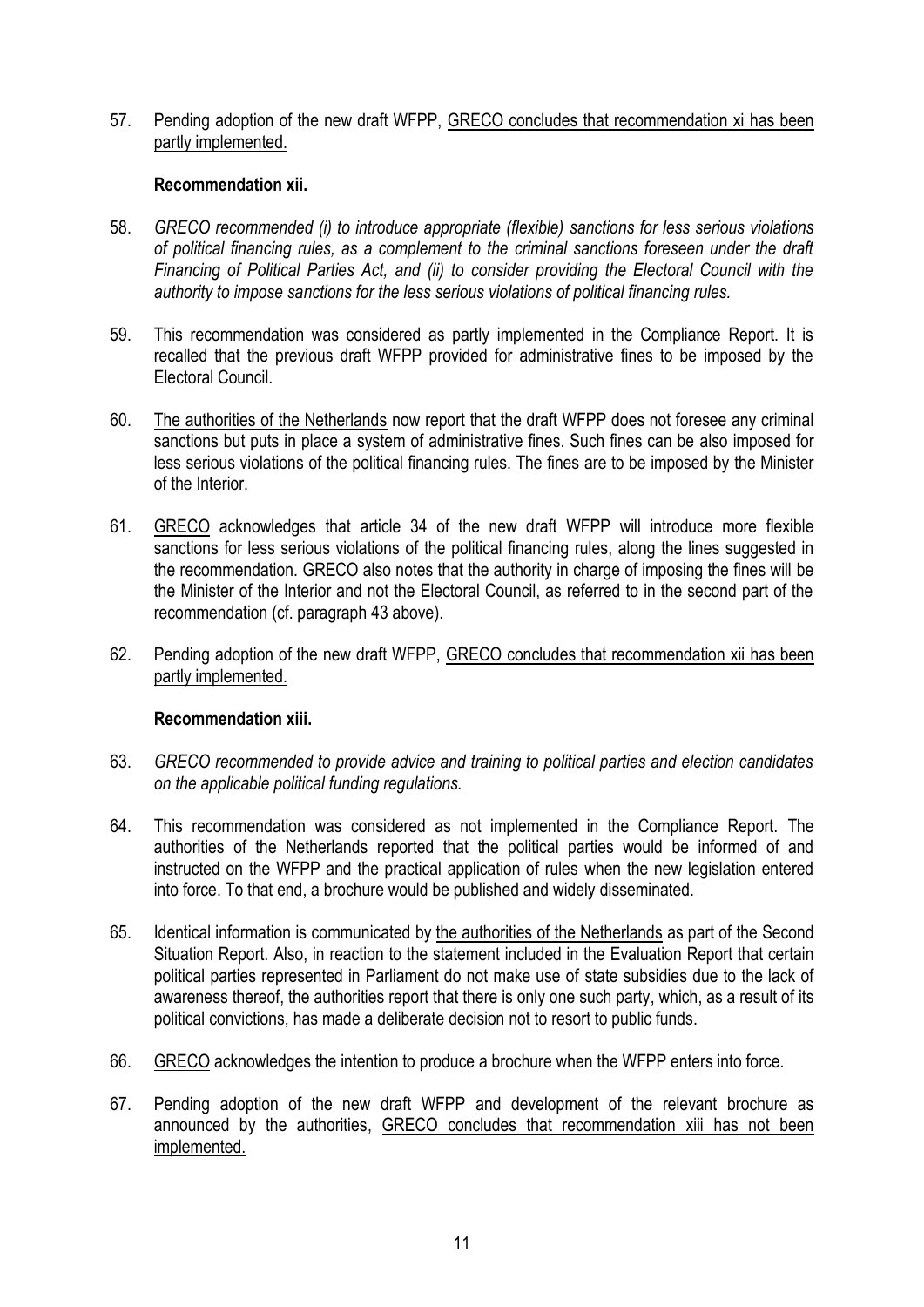57. Pending adoption of the new draft WFPP, <u>GRECO concludes that recommendation xi has been partly implemented.</u>

**Recommendation xii.**

58. *GRECO recommended (i) to introduce appropriate (flexible) sanctions for less serious violations of political financing rules, as a complement to the criminal sanctions foreseen under the draft Financing of Political Parties Act, and (ii) to consider providing the Electoral Council with the authority to impose sanctions for the less serious violations of political financing rules.*

59. This recommendation was considered as partly implemented in the Compliance Report. It is recalled that the previous draft WFPP provided for administrative fines to be imposed by the Electoral Council.

60. <u>The authorities of the Netherlands</u> now report that the draft WFPP does not foresee any criminal sanctions but puts in place a system of administrative fines. Such fines can be also imposed for less serious violations of the political financing rules. The fines are to be imposed by the Minister of the Interior.

61. <u>GRECO</u> acknowledges that article 34 of the new draft WFPP will introduce more flexible sanctions for less serious violations of the political financing rules, along the lines suggested in the recommendation. GRECO also notes that the authority in charge of imposing the fines will be the Minister of the Interior and not the Electoral Council, as referred to in the second part of the recommendation (cf. paragraph 43 above).

62. Pending adoption of the new draft WFPP, <u>GRECO concludes that recommendation xii has been partly implemented.</u>

**Recommendation xiii.**

63. *GRECO recommended to provide advice and training to political parties and election candidates on the applicable political funding regulations.*

64. This recommendation was considered as not implemented in the Compliance Report. The authorities of the Netherlands reported that the political parties would be informed of and instructed on the WFPP and the practical application of rules when the new legislation entered into force. To that end, a brochure would be published and widely disseminated.

65. Identical information is communicated by <u>the authorities of the Netherlands</u> as part of the Second Situation Report. Also, in reaction to the statement included in the Evaluation Report that certain political parties represented in Parliament do not make use of state subsidies due to the lack of awareness thereof, the authorities report that there is only one such party, which, as a result of its political convictions, has made a deliberate decision not to resort to public funds.

66. <u>GRECO</u> acknowledges the intention to produce a brochure when the WFPP enters into force.

67. Pending adoption of the new draft WFPP and development of the relevant brochure as announced by the authorities, <u>GRECO concludes that recommendation xiii has not been implemented.</u>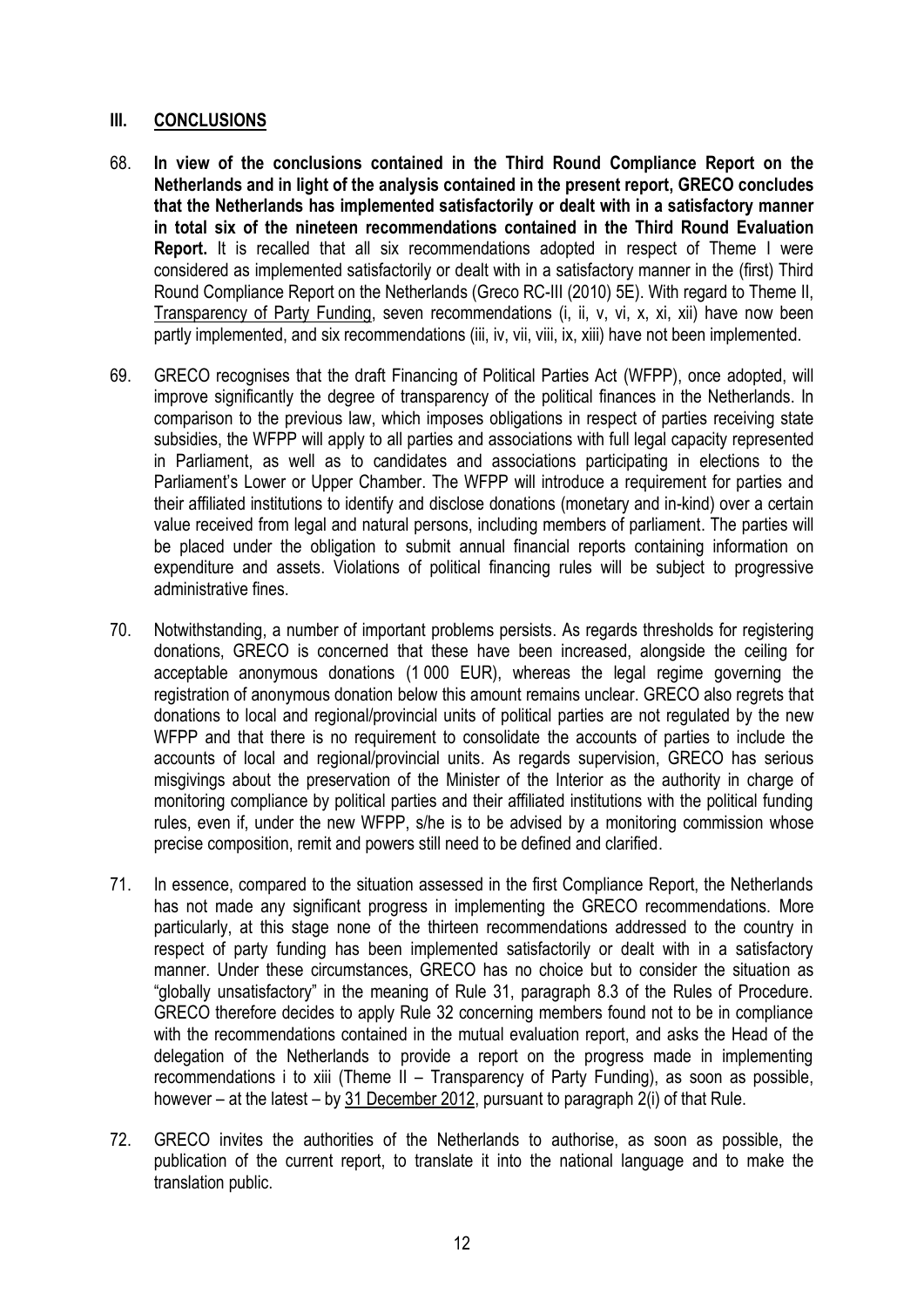## III. CONCLUSIONS

68. **In view of the conclusions contained in the Third Round Compliance Report on the Netherlands and in light of the analysis contained in the present report, GRECO concludes that the Netherlands has implemented satisfactorily or dealt with in a satisfactory manner in total six of the nineteen recommendations contained in the Third Round Evaluation Report.** It is recalled that all six recommendations adopted in respect of Theme I were considered as implemented satisfactorily or dealt with in a satisfactory manner in the (first) Third Round Compliance Report on the Netherlands (Greco RC-III (2010) 5E). With regard to Theme II, Transparency of Party Funding, seven recommendations (i, ii, v, vi, x, xi, xii) have now been partly implemented, and six recommendations (iii, iv, vii, viii, ix, xiii) have not been implemented.

69. GRECO recognises that the draft Financing of Political Parties Act (WFPP), once adopted, will improve significantly the degree of transparency of the political finances in the Netherlands. In comparison to the previous law, which imposes obligations in respect of parties receiving state subsidies, the WFPP will apply to all parties and associations with full legal capacity represented in Parliament, as well as to candidates and associations participating in elections to the Parliament's Lower or Upper Chamber. The WFPP will introduce a requirement for parties and their affiliated institutions to identify and disclose donations (monetary and in-kind) over a certain value received from legal and natural persons, including members of parliament. The parties will be placed under the obligation to submit annual financial reports containing information on expenditure and assets. Violations of political financing rules will be subject to progressive administrative fines.

70. Notwithstanding, a number of important problems persists. As regards thresholds for registering donations, GRECO is concerned that these have been increased, alongside the ceiling for acceptable anonymous donations (1 000 EUR), whereas the legal regime governing the registration of anonymous donation below this amount remains unclear. GRECO also regrets that donations to local and regional/provincial units of political parties are not regulated by the new WFPP and that there is no requirement to consolidate the accounts of parties to include the accounts of local and regional/provincial units. As regards supervision, GRECO has serious misgivings about the preservation of the Minister of the Interior as the authority in charge of monitoring compliance by political parties and their affiliated institutions with the political funding rules, even if, under the new WFPP, s/he is to be advised by a monitoring commission whose precise composition, remit and powers still need to be defined and clarified.

71. In essence, compared to the situation assessed in the first Compliance Report, the Netherlands has not made any significant progress in implementing the GRECO recommendations. More particularly, at this stage none of the thirteen recommendations addressed to the country in respect of party funding has been implemented satisfactorily or dealt with in a satisfactory manner. Under these circumstances, GRECO has no choice but to consider the situation as "globally unsatisfactory" in the meaning of Rule 31, paragraph 8.3 of the Rules of Procedure. GRECO therefore decides to apply Rule 32 concerning members found not to be in compliance with the recommendations contained in the mutual evaluation report, and asks the Head of the delegation of the Netherlands to provide a report on the progress made in implementing recommendations i to xiii (Theme II – Transparency of Party Funding), as soon as possible, however – at the latest – by 31 December 2012, pursuant to paragraph 2(i) of that Rule.

72. GRECO invites the authorities of the Netherlands to authorise, as soon as possible, the publication of the current report, to translate it into the national language and to make the translation public.